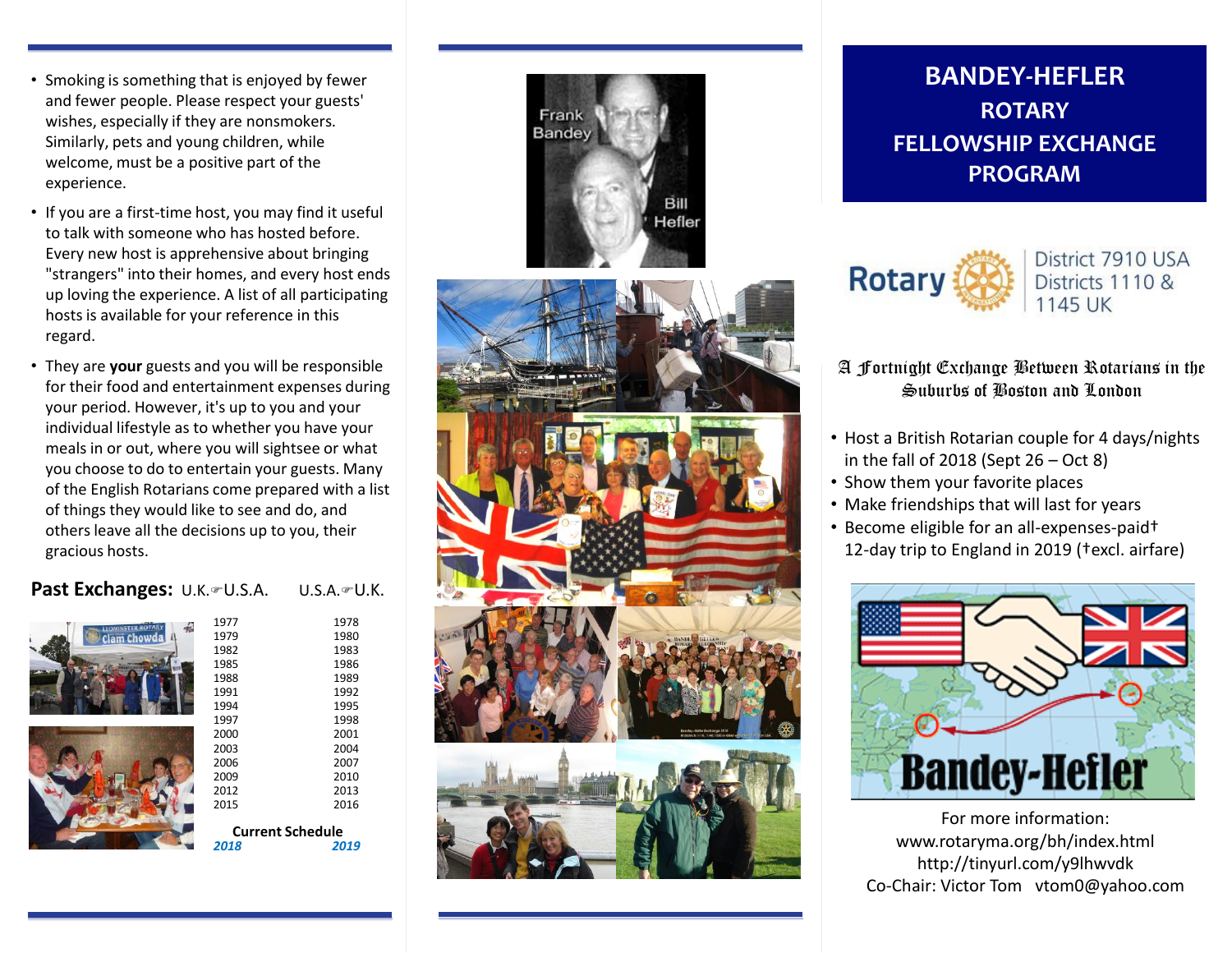- Smoking is something that is enjoyed by fewer and fewer people. Please respect your guests' wishes, especially if they are nonsmokers. Similarly, pets and young children, while welcome, must be a positive part of the experience.
- If you are a first-time host, you may find it useful to talk with someone who has hosted before. Every new host is apprehensive about bringing "strangers" into their homes, and every host ends up loving the experience. A list of all participating hosts is available for your reference in this regard.
- They are **your** guests and you will be responsible for their food and entertainment expenses during your period. However, it's up to you and your individual lifestyle as to whether you have your meals in or out, where you will sightsee or what you choose to do to entertain your guests. Many of the English Rotarians come prepared with a list of things they would like to see and do, and others leave all the decisions up to you, their gracious hosts.

**Past Exchanges:**

| U.K.☞U.S.A. | U.S.A.☞U.K. |
|---|---|
| 1977 | 1978 |
| 1979 | 1980 |
| 1982 | 1983 |
| 1985 | 1986 |
| 1988 | 1989 |
| 1991 | 1992 |
| 1994 | 1995 |
| 1997 | 1998 |
| 2000 | 2001 |
| 2003 | 2004 |
| 2006 | 2007 |
| 2009 | 2010 |
| 2012 | 2013 |
| 2015 | 2016 |

**Current Schedule**

| | |
|---|---|
| ***2018*** | ***2019*** |

# BANDEY-HEFLER ROTARY FELLOWSHIP EXCHANGE PROGRAM

Rotary

District 7910 USA
Districts 1110 & 1145 UK

*A Fortnight Exchange Between Rotarians in the Suburbs of Boston and London*

- Host a British Rotarian couple for 4 days/nights in the fall of 2018 (Sept 26 – Oct 8)
- Show them your favorite places
- Make friendships that will last for years
- Become eligible for an all-expenses-paid† 12-day trip to England in 2019 (†excl. airfare)

Bandey-Hefler

For more information:
www.rotaryma.org/bh/index.html
http://tinyurl.com/y9lhwvdk
Co-Chair: Victor Tom vtom0@yahoo.com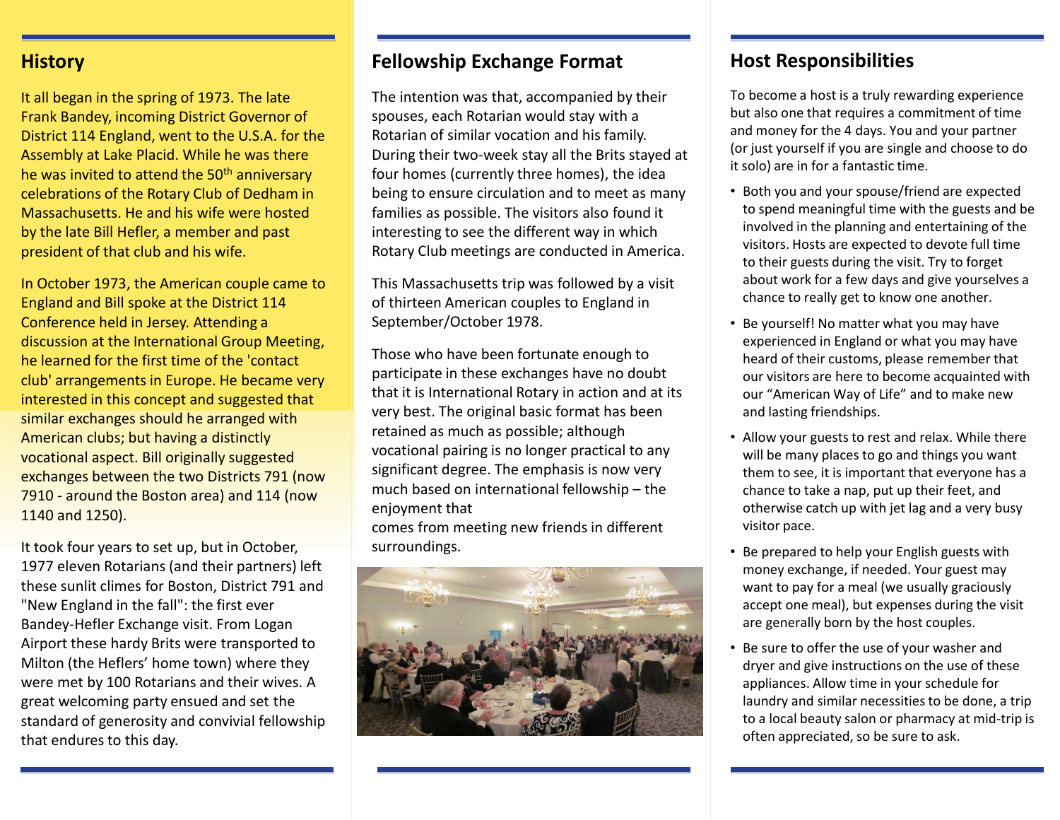## History

It all began in the spring of 1973. The late Frank Bandey, incoming District Governor of District 114 England, went to the U.S.A. for the Assembly at Lake Placid. While he was there he was invited to attend the 50th anniversary celebrations of the Rotary Club of Dedham in Massachusetts. He and his wife were hosted by the late Bill Hefler, a member and past president of that club and his wife.

In October 1973, the American couple came to England and Bill spoke at the District 114 Conference held in Jersey. Attending a discussion at the International Group Meeting, he learned for the first time of the 'contact club' arrangements in Europe. He became very interested in this concept and suggested that similar exchanges should he arranged with American clubs; but having a distinctly vocational aspect. Bill originally suggested exchanges between the two Districts 791 (now 7910 - around the Boston area) and 114 (now 1140 and 1250).

It took four years to set up, but in October, 1977 eleven Rotarians (and their partners) left these sunlit climes for Boston, District 791 and "New England in the fall": the first ever Bandey-Hefler Exchange visit. From Logan Airport these hardy Brits were transported to Milton (the Heflers' home town) where they were met by 100 Rotarians and their wives. A great welcoming party ensued and set the standard of generosity and convivial fellowship that endures to this day.

## Fellowship Exchange Format

The intention was that, accompanied by their spouses, each Rotarian would stay with a Rotarian of similar vocation and his family. During their two-week stay all the Brits stayed at four homes (currently three homes), the idea being to ensure circulation and to meet as many families as possible. The visitors also found it interesting to see the different way in which Rotary Club meetings are conducted in America.

This Massachusetts trip was followed by a visit of thirteen American couples to England in September/October 1978.

Those who have been fortunate enough to participate in these exchanges have no doubt that it is International Rotary in action and at its very best. The original basic format has been retained as much as possible; although vocational pairing is no longer practical to any significant degree. The emphasis is now very much based on international fellowship – the enjoyment that comes from meeting new friends in different surroundings.

## Host Responsibilities

To become a host is a truly rewarding experience but also one that requires a commitment of time and money for the 4 days. You and your partner (or just yourself if you are single and choose to do it solo) are in for a fantastic time.

- Both you and your spouse/friend are expected to spend meaningful time with the guests and be involved in the planning and entertaining of the visitors. Hosts are expected to devote full time to their guests during the visit. Try to forget about work for a few days and give yourselves a chance to really get to know one another.
- Be yourself! No matter what you may have experienced in England or what you may have heard of their customs, please remember that our visitors are here to become acquainted with our "American Way of Life" and to make new and lasting friendships.
- Allow your guests to rest and relax. While there will be many places to go and things you want them to see, it is important that everyone has a chance to take a nap, put up their feet, and otherwise catch up with jet lag and a very busy visitor pace.
- Be prepared to help your English guests with money exchange, if needed. Your guest may want to pay for a meal (we usually graciously accept one meal), but expenses during the visit are generally born by the host couples.
- Be sure to offer the use of your washer and dryer and give instructions on the use of these appliances. Allow time in your schedule for laundry and similar necessities to be done, a trip to a local beauty salon or pharmacy at mid-trip is often appreciated, so be sure to ask.